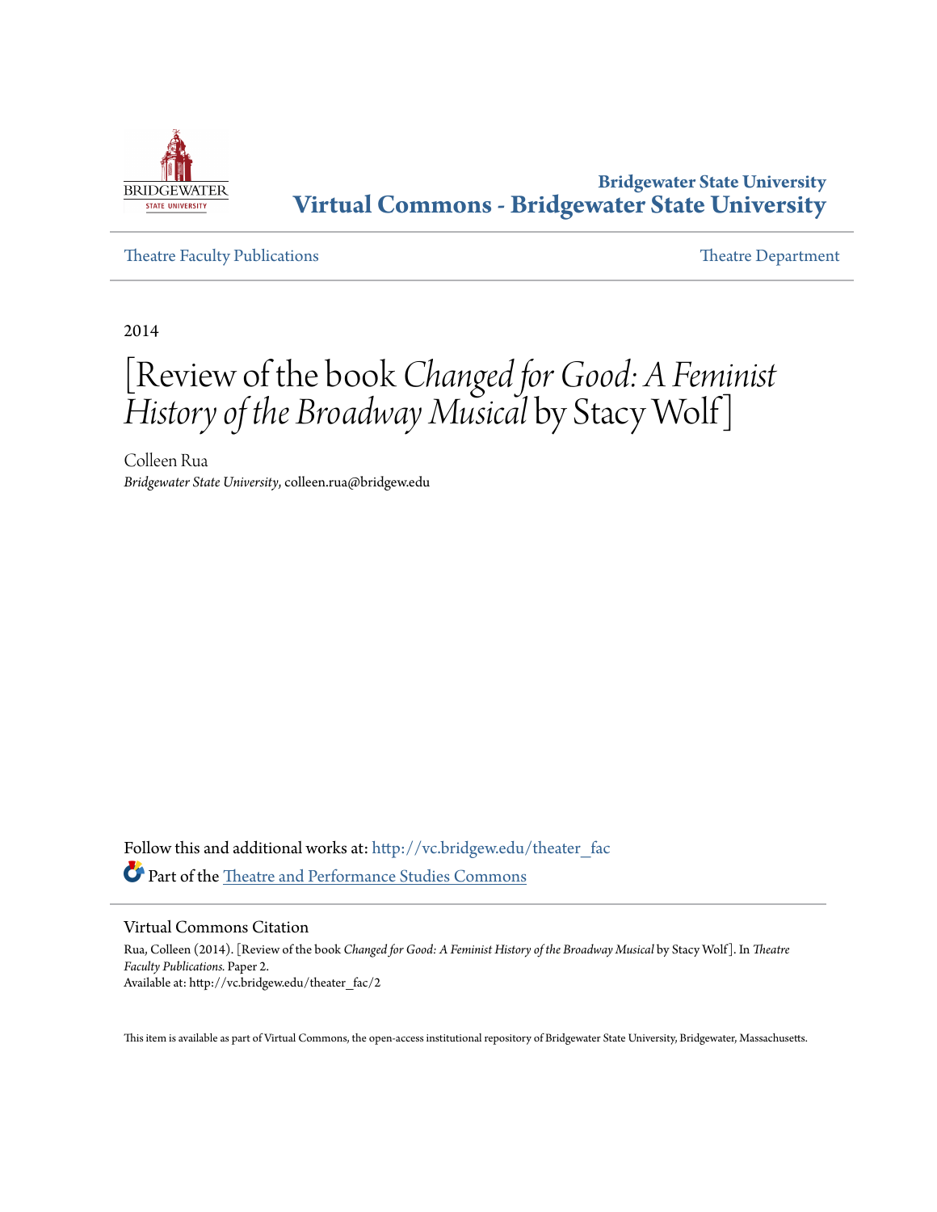Bridgewater State University
**Virtual Commons - Bridgewater State University**

Theatre Faculty Publications | Theatre Department

2014

# [Review of the book *Changed for Good: A Feminist History of the Broadway Musical* by Stacy Wolf]

Colleen Rua
*Bridgewater State University*, colleen.rua@bridgew.edu

Follow this and additional works at: http://vc.bridgew.edu/theater_fac
Part of the Theatre and Performance Studies Commons

Virtual Commons Citation
Rua, Colleen (2014). [Review of the book *Changed for Good: A Feminist History of the Broadway Musical* by Stacy Wolf]. In *Theatre Faculty Publications.* Paper 2.
Available at: http://vc.bridgew.edu/theater_fac/2

This item is available as part of Virtual Commons, the open-access institutional repository of Bridgewater State University, Bridgewater, Massachusetts.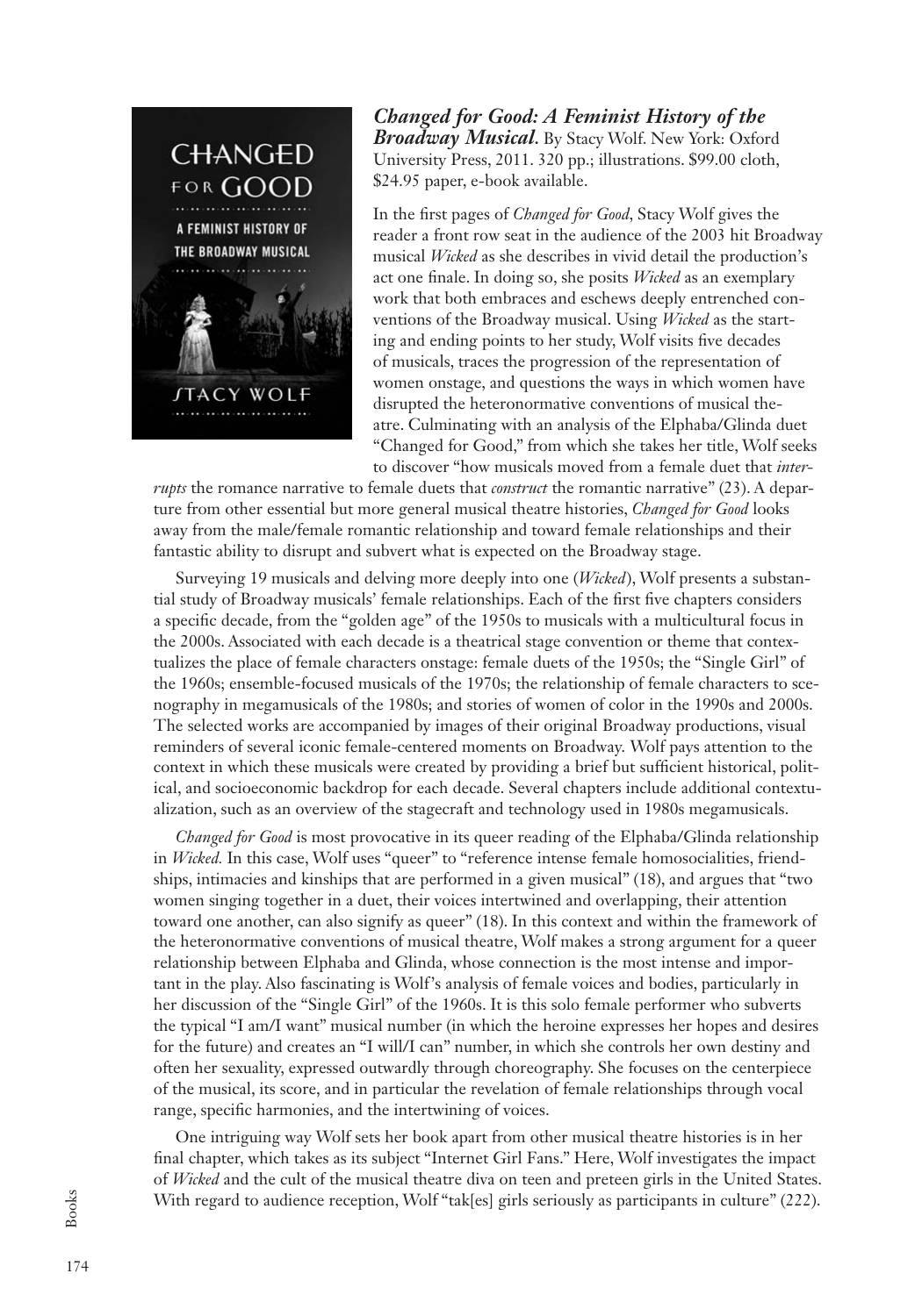***Changed for Good: A Feminist History of the Broadway Musical.*** By Stacy Wolf. New York: Oxford University Press, 2011. 320 pp.; illustrations. $99.00 cloth, $24.95 paper, e-book available.

In the first pages of *Changed for Good*, Stacy Wolf gives the reader a front row seat in the audience of the 2003 hit Broadway musical *Wicked* as she describes in vivid detail the production's act one finale. In doing so, she posits *Wicked* as an exemplary work that both embraces and eschews deeply entrenched conventions of the Broadway musical. Using *Wicked* as the starting and ending points to her study, Wolf visits five decades of musicals, traces the progression of the representation of women onstage, and questions the ways in which women have disrupted the heteronormative conventions of musical theatre. Culminating with an analysis of the Elphaba/Glinda duet "Changed for Good," from which she takes her title, Wolf seeks to discover "how musicals moved from a female duet that *interrupts* the romance narrative to female duets that *construct* the romantic narrative" (23). A departure from other essential but more general musical theatre histories, *Changed for Good* looks away from the male/female romantic relationship and toward female relationships and their fantastic ability to disrupt and subvert what is expected on the Broadway stage.

Surveying 19 musicals and delving more deeply into one (*Wicked*), Wolf presents a substantial study of Broadway musicals' female relationships. Each of the first five chapters considers a specific decade, from the "golden age" of the 1950s to musicals with a multicultural focus in the 2000s. Associated with each decade is a theatrical stage convention or theme that contextualizes the place of female characters onstage: female duets of the 1950s; the "Single Girl" of the 1960s; ensemble-focused musicals of the 1970s; the relationship of female characters to scenography in megamusicals of the 1980s; and stories of women of color in the 1990s and 2000s. The selected works are accompanied by images of their original Broadway productions, visual reminders of several iconic female-centered moments on Broadway. Wolf pays attention to the context in which these musicals were created by providing a brief but sufficient historical, political, and socioeconomic backdrop for each decade. Several chapters include additional contextualization, such as an overview of the stagecraft and technology used in 1980s megamusicals.

*Changed for Good* is most provocative in its queer reading of the Elphaba/Glinda relationship in *Wicked.* In this case, Wolf uses "queer" to "reference intense female homosocialities, friendships, intimacies and kinships that are performed in a given musical" (18), and argues that "two women singing together in a duet, their voices intertwined and overlapping, their attention toward one another, can also signify as queer" (18). In this context and within the framework of the heteronormative conventions of musical theatre, Wolf makes a strong argument for a queer relationship between Elphaba and Glinda, whose connection is the most intense and important in the play. Also fascinating is Wolf's analysis of female voices and bodies, particularly in her discussion of the "Single Girl" of the 1960s. It is this solo female performer who subverts the typical "I am/I want" musical number (in which the heroine expresses her hopes and desires for the future) and creates an "I will/I can" number, in which she controls her own destiny and often her sexuality, expressed outwardly through choreography. She focuses on the centerpiece of the musical, its score, and in particular the revelation of female relationships through vocal range, specific harmonies, and the intertwining of voices.

One intriguing way Wolf sets her book apart from other musical theatre histories is in her final chapter, which takes as its subject "Internet Girl Fans." Here, Wolf investigates the impact of *Wicked* and the cult of the musical theatre diva on teen and preteen girls in the United States. With regard to audience reception, Wolf "tak[es] girls seriously as participants in culture" (222).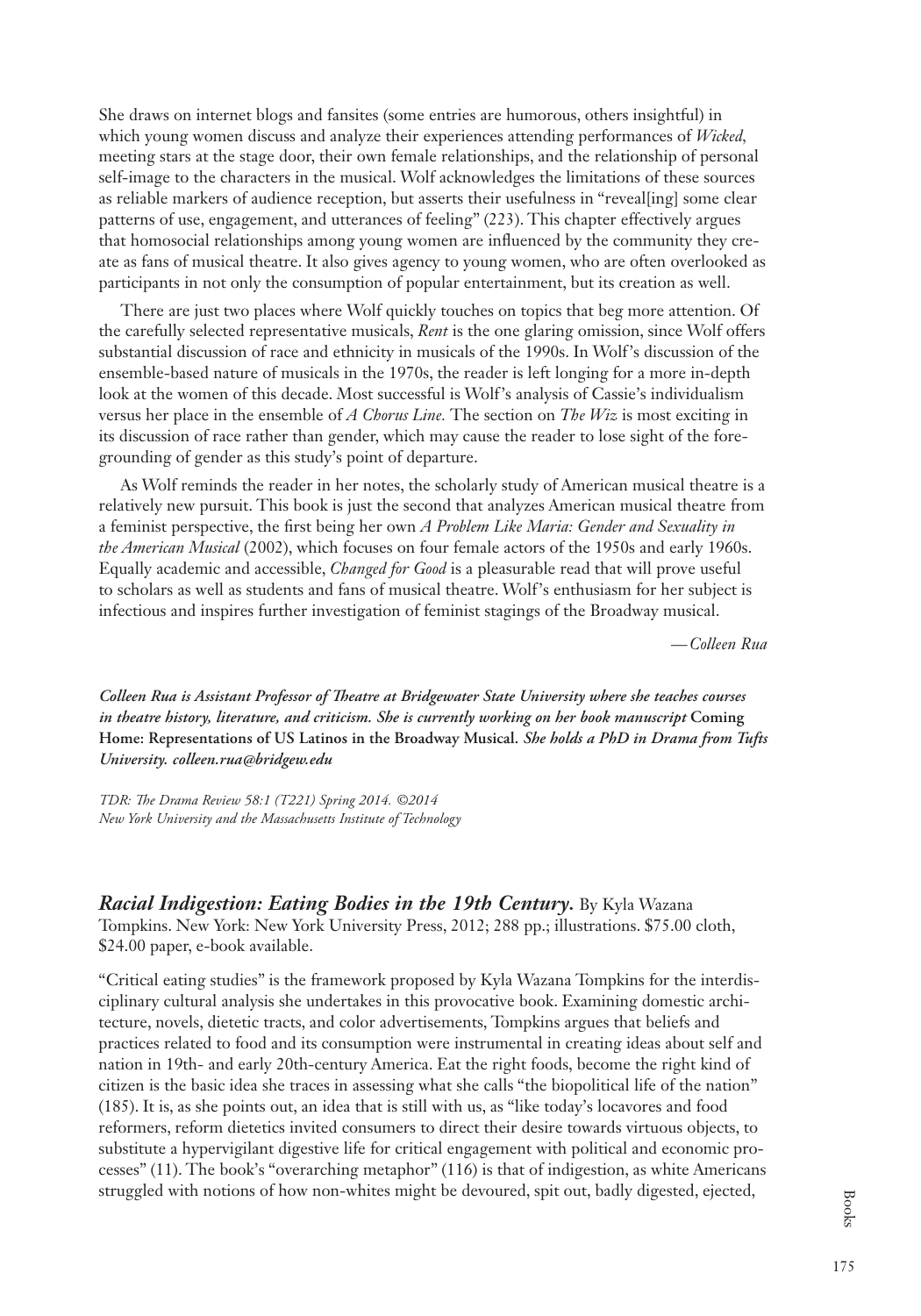She draws on internet blogs and fansites (some entries are humorous, others insightful) in which young women discuss and analyze their experiences attending performances of *Wicked*, meeting stars at the stage door, their own female relationships, and the relationship of personal self-image to the characters in the musical. Wolf acknowledges the limitations of these sources as reliable markers of audience reception, but asserts their usefulness in "reveal[ing] some clear patterns of use, engagement, and utterances of feeling" (223). This chapter effectively argues that homosocial relationships among young women are influenced by the community they create as fans of musical theatre. It also gives agency to young women, who are often overlooked as participants in not only the consumption of popular entertainment, but its creation as well.

There are just two places where Wolf quickly touches on topics that beg more attention. Of the carefully selected representative musicals, *Rent* is the one glaring omission, since Wolf offers substantial discussion of race and ethnicity in musicals of the 1990s. In Wolf's discussion of the ensemble-based nature of musicals in the 1970s, the reader is left longing for a more in-depth look at the women of this decade. Most successful is Wolf's analysis of Cassie's individualism versus her place in the ensemble of *A Chorus Line.* The section on *The Wiz* is most exciting in its discussion of race rather than gender, which may cause the reader to lose sight of the foregrounding of gender as this study's point of departure.

As Wolf reminds the reader in her notes, the scholarly study of American musical theatre is a relatively new pursuit. This book is just the second that analyzes American musical theatre from a feminist perspective, the first being her own *A Problem Like Maria: Gender and Sexuality in the American Musical* (2002), which focuses on four female actors of the 1950s and early 1960s. Equally academic and accessible, *Changed for Good* is a pleasurable read that will prove useful to scholars as well as students and fans of musical theatre. Wolf's enthusiasm for her subject is infectious and inspires further investigation of feminist stagings of the Broadway musical.

—*Colleen Rua*

***Colleen Rua is Assistant Professor of Theatre at Bridgewater State University where she teaches courses in theatre history, literature, and criticism. She is currently working on her book manuscript* Coming Home: Representations of US Latinos in the Broadway Musical.** ***She holds a PhD in Drama from Tufts University. colleen.rua@bridgew.edu***

*TDR: The Drama Review 58:1 (T221) Spring 2014. ©2014 New York University and the Massachusetts Institute of Technology*

***Racial Indigestion: Eating Bodies in the 19th Century.*** By Kyla Wazana Tompkins. New York: New York University Press, 2012; 288 pp.; illustrations. $75.00 cloth, $24.00 paper, e-book available.

"Critical eating studies" is the framework proposed by Kyla Wazana Tompkins for the interdisciplinary cultural analysis she undertakes in this provocative book. Examining domestic architecture, novels, dietetic tracts, and color advertisements, Tompkins argues that beliefs and practices related to food and its consumption were instrumental in creating ideas about self and nation in 19th- and early 20th-century America. Eat the right foods, become the right kind of citizen is the basic idea she traces in assessing what she calls "the biopolitical life of the nation" (185). It is, as she points out, an idea that is still with us, as "like today's locavores and food reformers, reform dietetics invited consumers to direct their desire towards virtuous objects, to substitute a hypervigilant digestive life for critical engagement with political and economic processes" (11). The book's "overarching metaphor" (116) is that of indigestion, as white Americans struggled with notions of how non-whites might be devoured, spit out, badly digested, ejected,